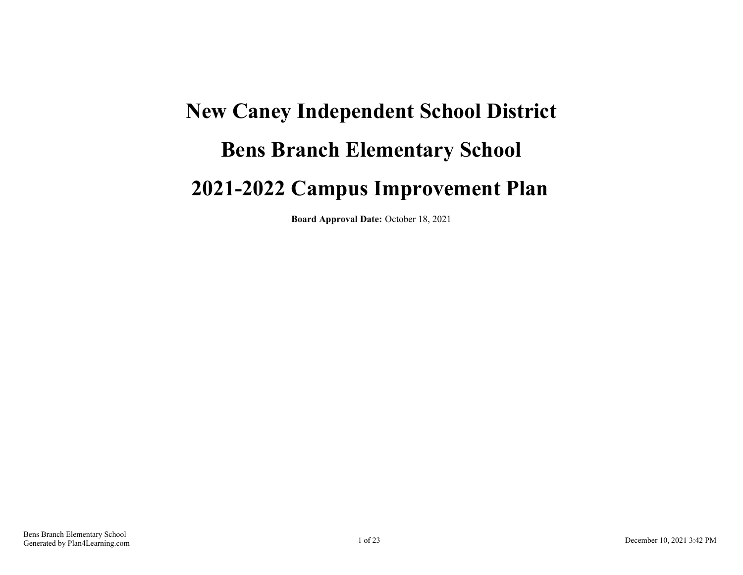# New Caney Independent School District

# Bens Branch Elementary School

# 2021-2022 Campus Improvement Plan

**Board Approval Date:** October 18, 2021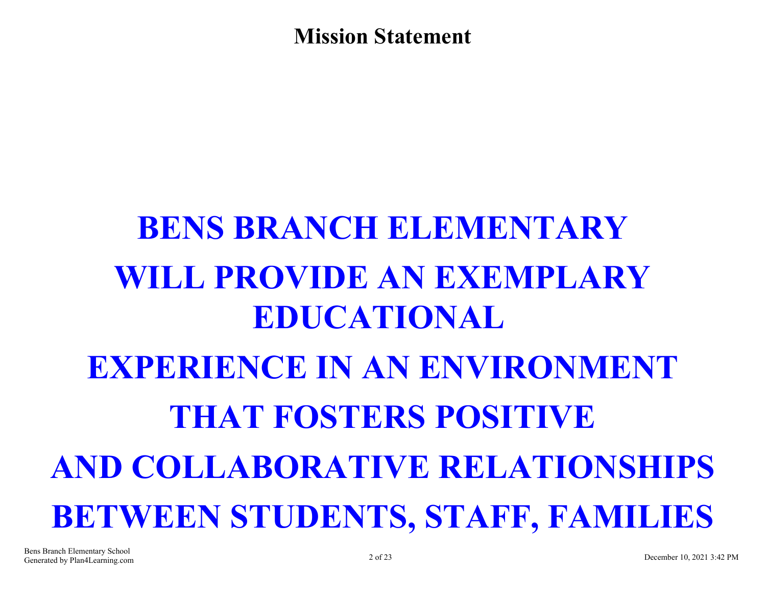# Mission Statement

**BENS BRANCH ELEMENTARY**

**WILL PROVIDE AN EXEMPLARY EDUCATIONAL**

**EXPERIENCE IN AN ENVIRONMENT**

**THAT FOSTERS POSITIVE**

**AND COLLABORATIVE RELATIONSHIPS**

**BETWEEN STUDENTS, STAFF, FAMILIES**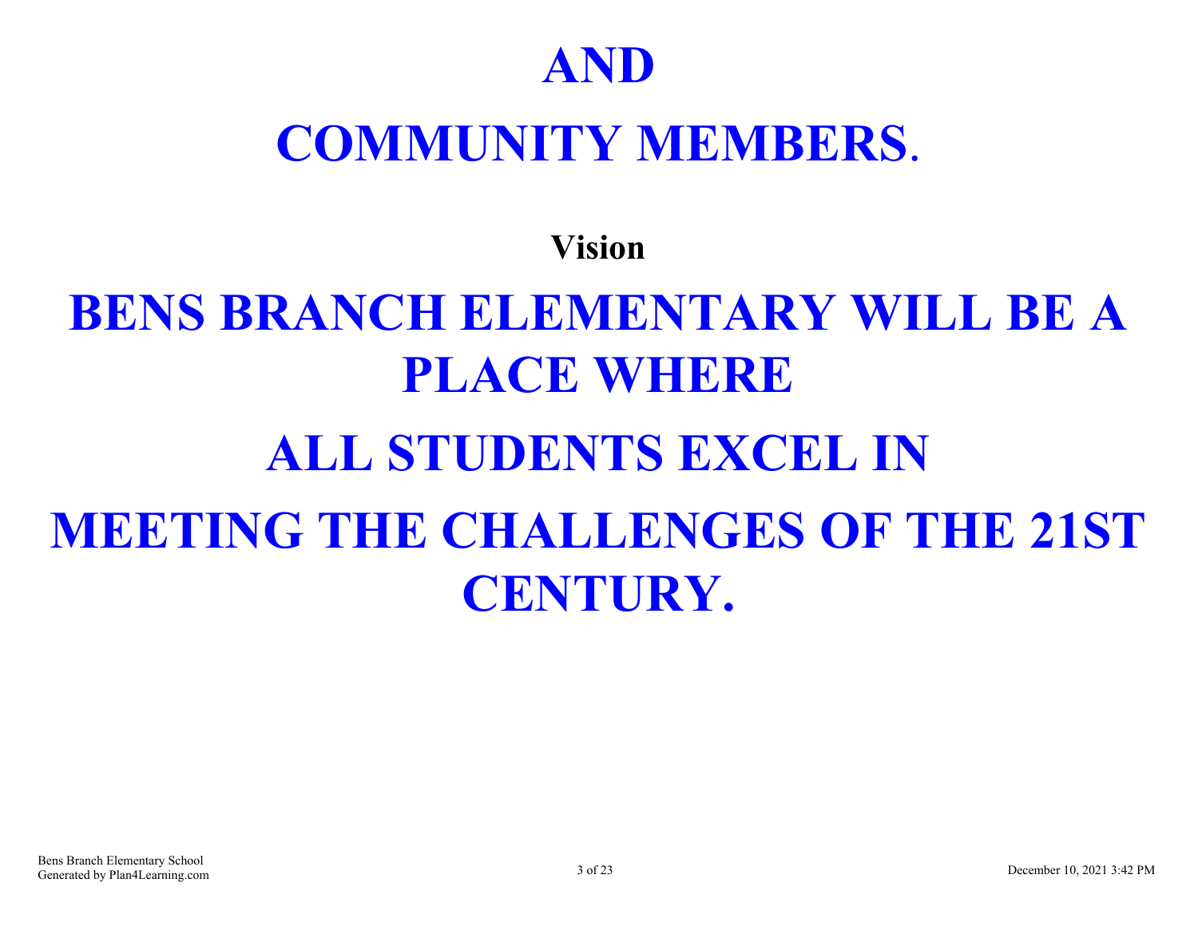**AND**

**COMMUNITY MEMBERS.**

## Vision

**BENS BRANCH ELEMENTARY WILL BE A PLACE WHERE**

**ALL STUDENTS EXCEL IN**

**MEETING THE CHALLENGES OF THE 21ST CENTURY.**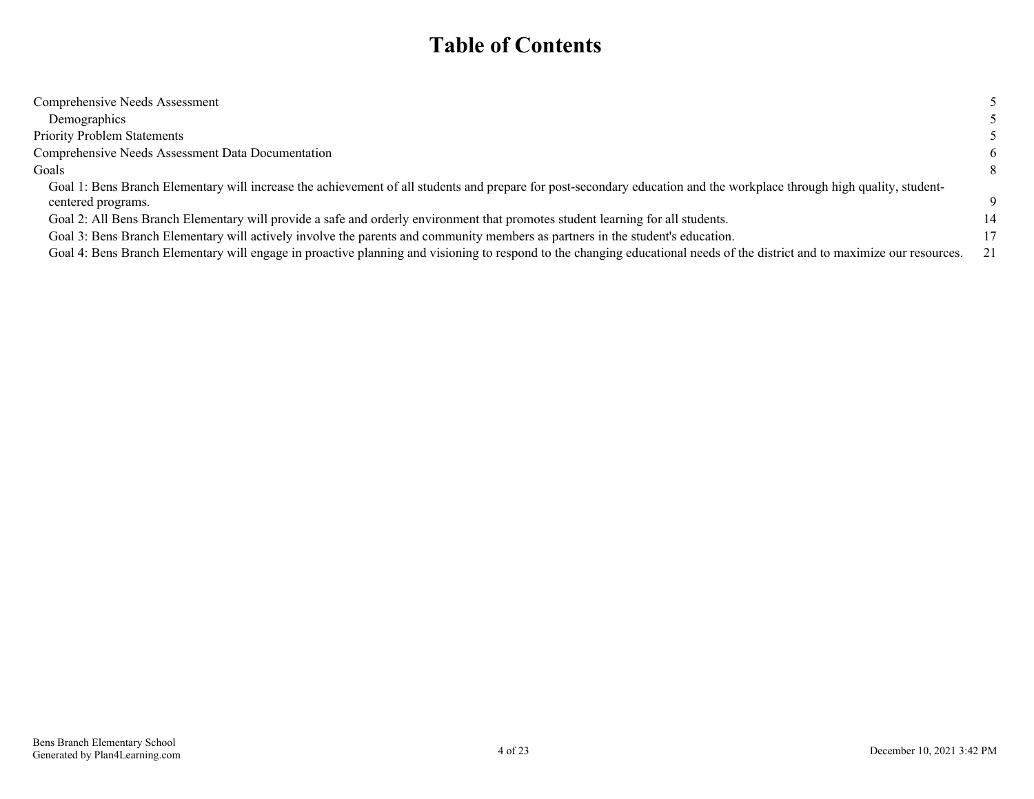# Table of Contents

| | |
|---|---|
| Comprehensive Needs Assessment | 5 |
| Demographics | 5 |
| Priority Problem Statements | 5 |
| Comprehensive Needs Assessment Data Documentation | 6 |
| Goals | 8 |
| Goal 1: Bens Branch Elementary will increase the achievement of all students and prepare for post-secondary education and the workplace through high quality, student-centered programs. | 9 |
| Goal 2: All Bens Branch Elementary will provide a safe and orderly environment that promotes student learning for all students. | 14 |
| Goal 3: Bens Branch Elementary will actively involve the parents and community members as partners in the student's education. | 17 |
| Goal 4: Bens Branch Elementary will engage in proactive planning and visioning to respond to the changing educational needs of the district and to maximize our resources. | 21 |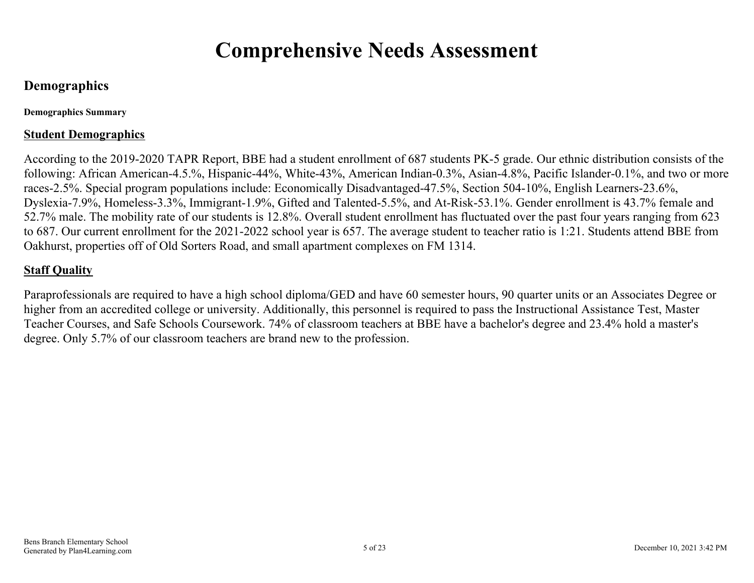# Comprehensive Needs Assessment

## Demographics

**Demographics Summary**

**Student Demographics**

According to the 2019-2020 TAPR Report, BBE had a student enrollment of 687 students PK-5 grade. Our ethnic distribution consists of the following: African American-4.5.%, Hispanic-44%, White-43%, American Indian-0.3%, Asian-4.8%, Pacific Islander-0.1%, and two or more races-2.5%. Special program populations include: Economically Disadvantaged-47.5%, Section 504-10%, English Learners-23.6%, Dyslexia-7.9%, Homeless-3.3%, Immigrant-1.9%, Gifted and Talented-5.5%, and At-Risk-53.1%. Gender enrollment is 43.7% female and 52.7% male. The mobility rate of our students is 12.8%. Overall student enrollment has fluctuated over the past four years ranging from 623 to 687. Our current enrollment for the 2021-2022 school year is 657. The average student to teacher ratio is 1:21. Students attend BBE from Oakhurst, properties off of Old Sorters Road, and small apartment complexes on FM 1314.

**Staff Quality**

Paraprofessionals are required to have a high school diploma/GED and have 60 semester hours, 90 quarter units or an Associates Degree or higher from an accredited college or university. Additionally, this personnel is required to pass the Instructional Assistance Test, Master Teacher Courses, and Safe Schools Coursework. 74% of classroom teachers at BBE have a bachelor's degree and 23.4% hold a master's degree. Only 5.7% of our classroom teachers are brand new to the profession.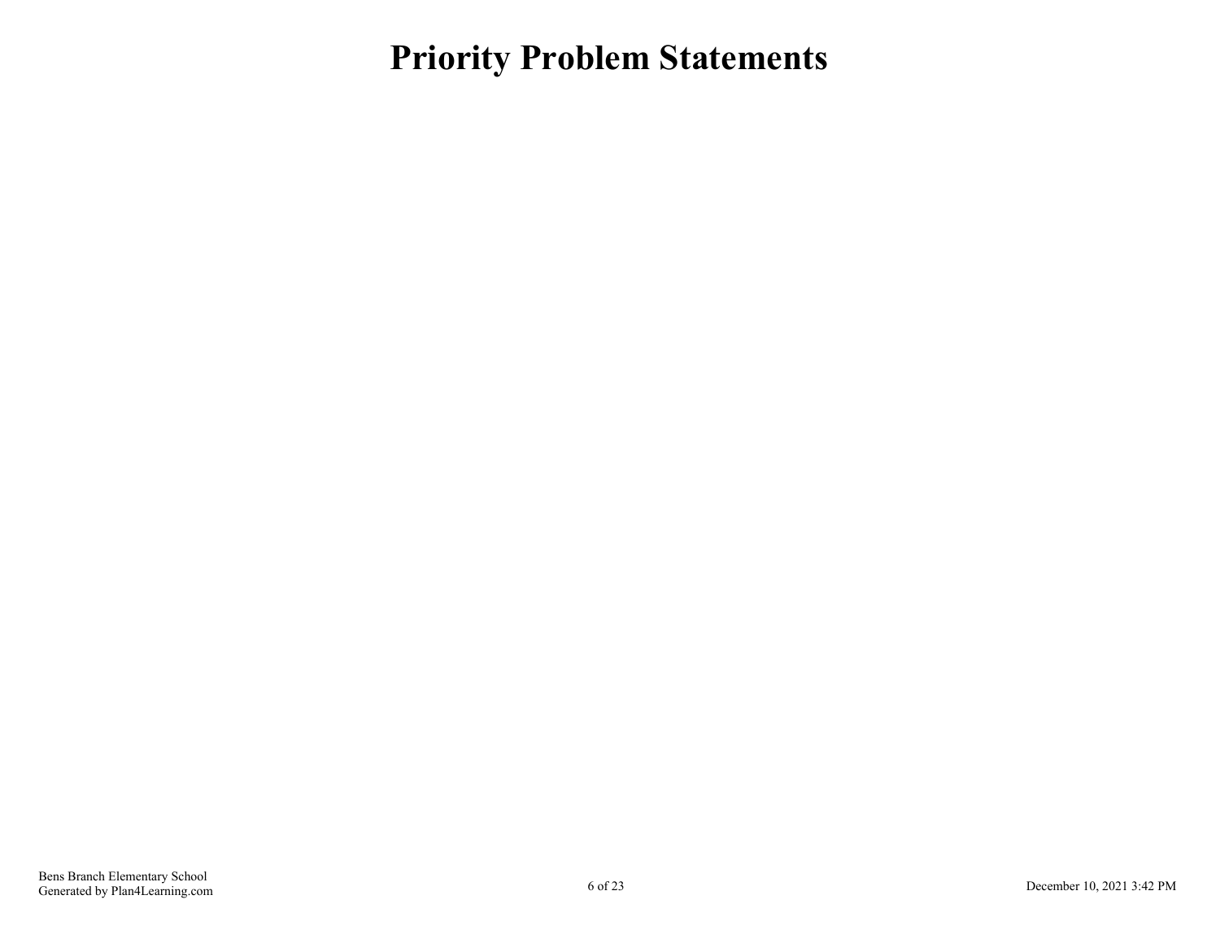# Priority Problem Statements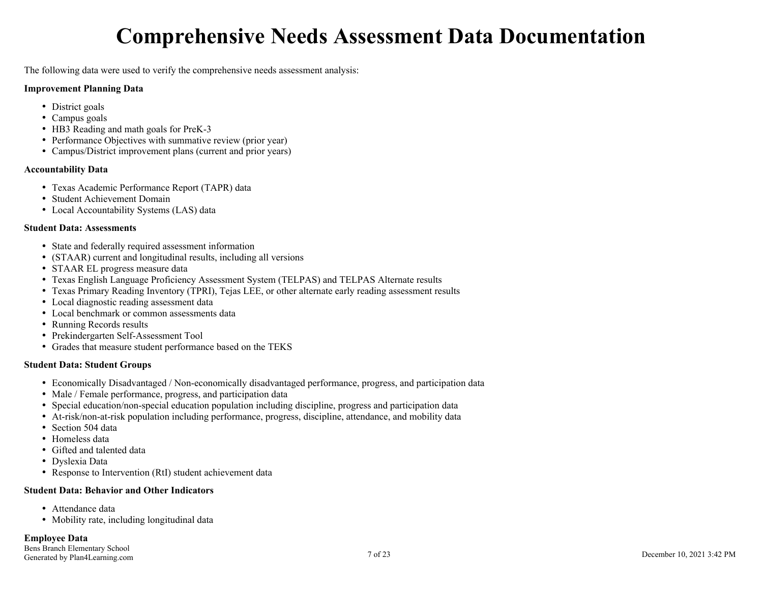# Comprehensive Needs Assessment Data Documentation

The following data were used to verify the comprehensive needs assessment analysis:

**Improvement Planning Data**

- District goals
- Campus goals
- HB3 Reading and math goals for PreK-3
- Performance Objectives with summative review (prior year)
- Campus/District improvement plans (current and prior years)

**Accountability Data**

- Texas Academic Performance Report (TAPR) data
- Student Achievement Domain
- Local Accountability Systems (LAS) data

**Student Data: Assessments**

- State and federally required assessment information
- (STAAR) current and longitudinal results, including all versions
- STAAR EL progress measure data
- Texas English Language Proficiency Assessment System (TELPAS) and TELPAS Alternate results
- Texas Primary Reading Inventory (TPRI), Tejas LEE, or other alternate early reading assessment results
- Local diagnostic reading assessment data
- Local benchmark or common assessments data
- Running Records results
- Prekindergarten Self-Assessment Tool
- Grades that measure student performance based on the TEKS

**Student Data: Student Groups**

- Economically Disadvantaged / Non-economically disadvantaged performance, progress, and participation data
- Male / Female performance, progress, and participation data
- Special education/non-special education population including discipline, progress and participation data
- At-risk/non-at-risk population including performance, progress, discipline, attendance, and mobility data
- Section 504 data
- Homeless data
- Gifted and talented data
- Dyslexia Data
- Response to Intervention (RtI) student achievement data

**Student Data: Behavior and Other Indicators**

- Attendance data
- Mobility rate, including longitudinal data

**Employee Data**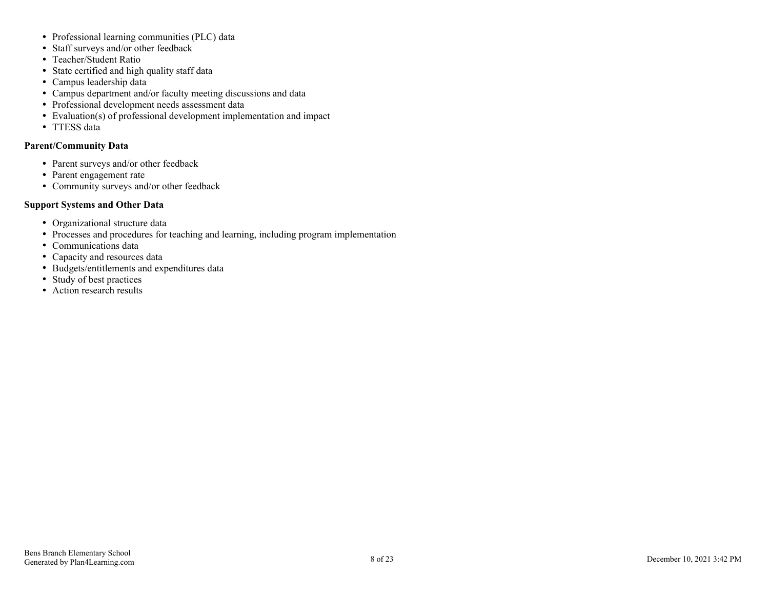- Professional learning communities (PLC) data
- Staff surveys and/or other feedback
- Teacher/Student Ratio
- State certified and high quality staff data
- Campus leadership data
- Campus department and/or faculty meeting discussions and data
- Professional development needs assessment data
- Evaluation(s) of professional development implementation and impact
- TTESS data

**Parent/Community Data**

- Parent surveys and/or other feedback
- Parent engagement rate
- Community surveys and/or other feedback

**Support Systems and Other Data**

- Organizational structure data
- Processes and procedures for teaching and learning, including program implementation
- Communications data
- Capacity and resources data
- Budgets/entitlements and expenditures data
- Study of best practices
- Action research results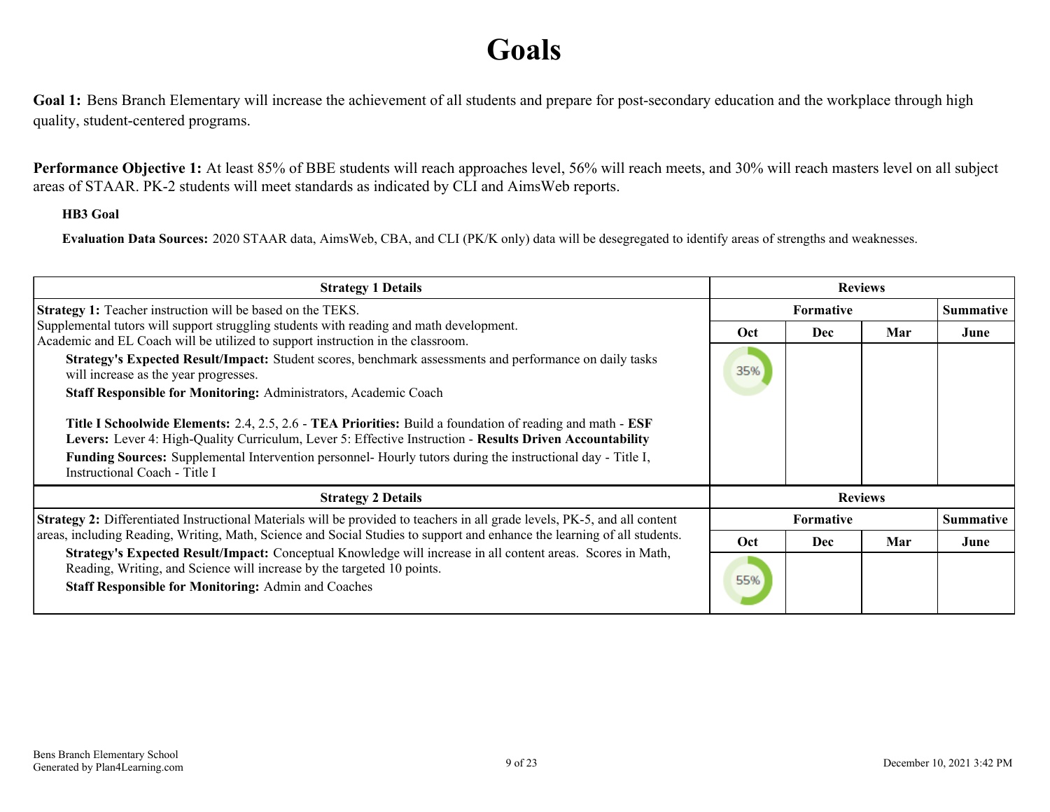# Goals

**Goal 1:** Bens Branch Elementary will increase the achievement of all students and prepare for post-secondary education and the workplace through high quality, student-centered programs.

**Performance Objective 1:** At least 85% of BBE students will reach approaches level, 56% will reach meets, and 30% will reach masters level on all subject areas of STAAR. PK-2 students will meet standards as indicated by CLI and AimsWeb reports.

**HB3 Goal**

**Evaluation Data Sources:** 2020 STAAR data, AimsWeb, CBA, and CLI (PK/K only) data will be desegregated to identify areas of strengths and weaknesses.

| Strategy 1 Details | Reviews | | | |
|---|---|---|---|---|
| | Formative | | | Summative |
| | Oct | Dec | Mar | June |
| **Strategy 1:** Teacher instruction will be based on the TEKS.<br>Supplemental tutors will support struggling students with reading and math development.<br>Academic and EL Coach will be utilized to support instruction in the classroom.<br>**Strategy's Expected Result/Impact:** Student scores, benchmark assessments and performance on daily tasks will increase as the year progresses.<br>**Staff Responsible for Monitoring:** Administrators, Academic Coach<br>**Title I Schoolwide Elements:** 2.4, 2.5, 2.6 - **TEA Priorities:** Build a foundation of reading and math - **ESF Levers:** Lever 4: High-Quality Curriculum, Lever 5: Effective Instruction - **Results Driven Accountability**<br>**Funding Sources:** Supplemental Intervention personnel- Hourly tutors during the instructional day - Title I, Instructional Coach - Title I | 35% | | | |

| Strategy 2 Details | Reviews | | | |
|---|---|---|---|---|
| | Formative | | | Summative |
| | Oct | Dec | Mar | June |
| **Strategy 2:** Differentiated Instructional Materials will be provided to teachers in all grade levels, PK-5, and all content areas, including Reading, Writing, Math, Science and Social Studies to support and enhance the learning of all students.<br>**Strategy's Expected Result/Impact:** Conceptual Knowledge will increase in all content areas. Scores in Math, Reading, Writing, and Science will increase by the targeted 10 points.<br>**Staff Responsible for Monitoring:** Admin and Coaches | 55% | | | |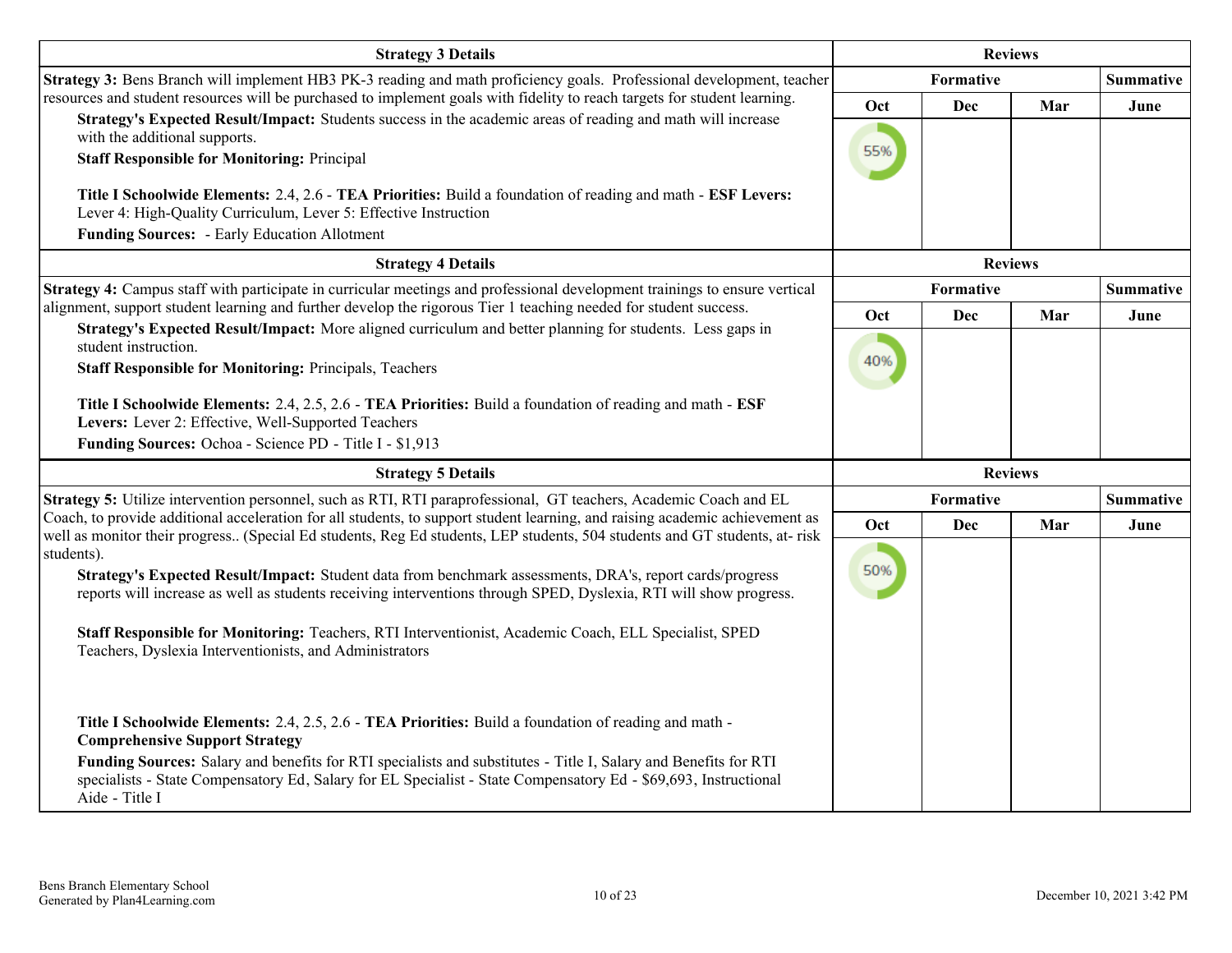| Strategy 3 Details | Reviews | | | |
|---|---|---|---|---|
| **Strategy 3:** Bens Branch will implement HB3 PK-3 reading and math proficiency goals. Professional development, teacher resources and student resources will be purchased to implement goals with fidelity to reach targets for student learning.<br>**Strategy's Expected Result/Impact:** Students success in the academic areas of reading and math will increase with the additional supports.<br>**Staff Responsible for Monitoring:** Principal<br><br>**Title I Schoolwide Elements:** 2.4, 2.6 - **TEA Priorities:** Build a foundation of reading and math - **ESF Levers:** Lever 4: High-Quality Curriculum, Lever 5: Effective Instruction<br>**Funding Sources:** - Early Education Allotment | **Formative** | | | **Summative** |
| | **Oct** | **Dec** | **Mar** | **June** |
| | 55% | | | |

| Strategy 4 Details | Reviews | | | |
|---|---|---|---|---|
| **Strategy 4:** Campus staff with participate in curricular meetings and professional development trainings to ensure vertical alignment, support student learning and further develop the rigorous Tier 1 teaching needed for student success.<br>**Strategy's Expected Result/Impact:** More aligned curriculum and better planning for students. Less gaps in student instruction.<br>**Staff Responsible for Monitoring:** Principals, Teachers<br><br>**Title I Schoolwide Elements:** 2.4, 2.5, 2.6 - **TEA Priorities:** Build a foundation of reading and math - **ESF Levers:** Lever 2: Effective, Well-Supported Teachers<br>**Funding Sources:** Ochoa - Science PD - Title I - $1,913 | **Formative** | | | **Summative** |
| | **Oct** | **Dec** | **Mar** | **June** |
| | 40% | | | |

| Strategy 5 Details | Reviews | | | |
|---|---|---|---|---|
| **Strategy 5:** Utilize intervention personnel, such as RTI, RTI paraprofessional, GT teachers, Academic Coach and EL Coach, to provide additional acceleration for all students, to support student learning, and raising academic achievement as well as monitor their progress.. (Special Ed students, Reg Ed students, LEP students, 504 students and GT students, at- risk students).<br>**Strategy's Expected Result/Impact:** Student data from benchmark assessments, DRA's, report cards/progress reports will increase as well as students receiving interventions through SPED, Dyslexia, RTI will show progress.<br><br>**Staff Responsible for Monitoring:** Teachers, RTI Interventionist, Academic Coach, ELL Specialist, SPED Teachers, Dyslexia Interventionists, and Administrators<br><br>**Title I Schoolwide Elements:** 2.4, 2.5, 2.6 - **TEA Priorities:** Build a foundation of reading and math - **Comprehensive Support Strategy**<br>**Funding Sources:** Salary and benefits for RTI specialists and substitutes - Title I, Salary and Benefits for RTI specialists - State Compensatory Ed, Salary for EL Specialist - State Compensatory Ed - $69,693, Instructional Aide - Title I | **Formative** | | | **Summative** |
| | **Oct** | **Dec** | **Mar** | **June** |
| | 50% | | | |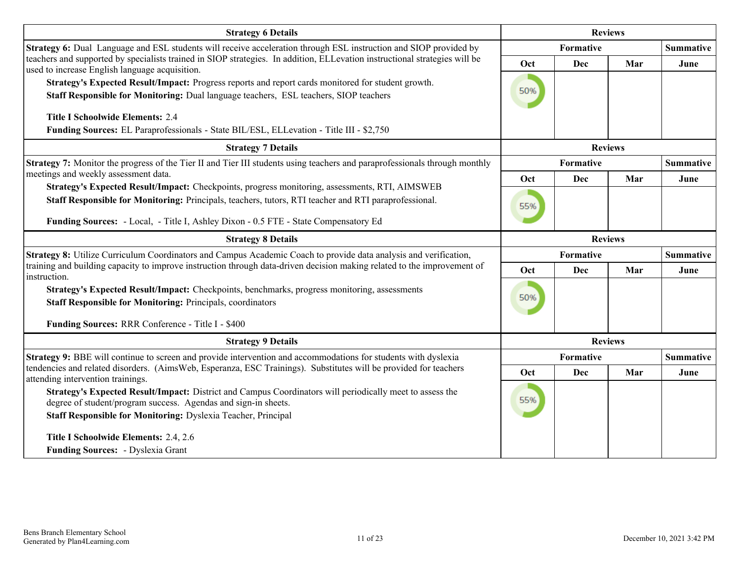| Strategy 6 Details | Reviews | | | |
|---|---|---|---|---|
| **Strategy 6:** Dual Language and ESL students will receive acceleration through ESL instruction and SIOP provided by teachers and supported by specialists trained in SIOP strategies. In addition, ELLevation instructional strategies will be used to increase English language acquisition.<br>**Strategy's Expected Result/Impact:** Progress reports and report cards monitored for student growth.<br>**Staff Responsible for Monitoring:** Dual language teachers, ESL teachers, SIOP teachers<br><br>**Title I Schoolwide Elements:** 2.4<br>**Funding Sources:** EL Paraprofessionals - State BIL/ESL, ELLevation - Title III - $2,750 | **Formative** | | | **Summative** |
| | **Oct** | **Dec** | **Mar** | **June** |
| | 50% | | | |

| Strategy 7 Details | Reviews | | | |
|---|---|---|---|---|
| **Strategy 7:** Monitor the progress of the Tier II and Tier III students using teachers and paraprofessionals through monthly meetings and weekly assessment data.<br>**Strategy's Expected Result/Impact:** Checkpoints, progress monitoring, assessments, RTI, AIMSWEB<br>**Staff Responsible for Monitoring:** Principals, teachers, tutors, RTI teacher and RTI paraprofessional.<br><br>**Funding Sources:** - Local, - Title I, Ashley Dixon - 0.5 FTE - State Compensatory Ed | **Formative** | | | **Summative** |
| | **Oct** | **Dec** | **Mar** | **June** |
| | 55% | | | |

| Strategy 8 Details | Reviews | | | |
|---|---|---|---|---|
| **Strategy 8:** Utilize Curriculum Coordinators and Campus Academic Coach to provide data analysis and verification, training and building capacity to improve instruction through data-driven decision making related to the improvement of instruction.<br>**Strategy's Expected Result/Impact:** Checkpoints, benchmarks, progress monitoring, assessments<br>**Staff Responsible for Monitoring:** Principals, coordinators<br><br>**Funding Sources:** RRR Conference - Title I - $400 | **Formative** | | | **Summative** |
| | **Oct** | **Dec** | **Mar** | **June** |
| | 50% | | | |

| Strategy 9 Details | Reviews | | | |
|---|---|---|---|---|
| **Strategy 9:** BBE will continue to screen and provide intervention and accommodations for students with dyslexia tendencies and related disorders. (AimsWeb, Esperanza, ESC Trainings). Substitutes will be provided for teachers attending intervention trainings.<br>**Strategy's Expected Result/Impact:** District and Campus Coordinators will periodically meet to assess the degree of student/program success. Agendas and sign-in sheets.<br>**Staff Responsible for Monitoring:** Dyslexia Teacher, Principal<br><br>**Title I Schoolwide Elements:** 2.4, 2.6<br>**Funding Sources:** - Dyslexia Grant | **Formative** | | | **Summative** |
| | **Oct** | **Dec** | **Mar** | **June** |
| | 55% | | | |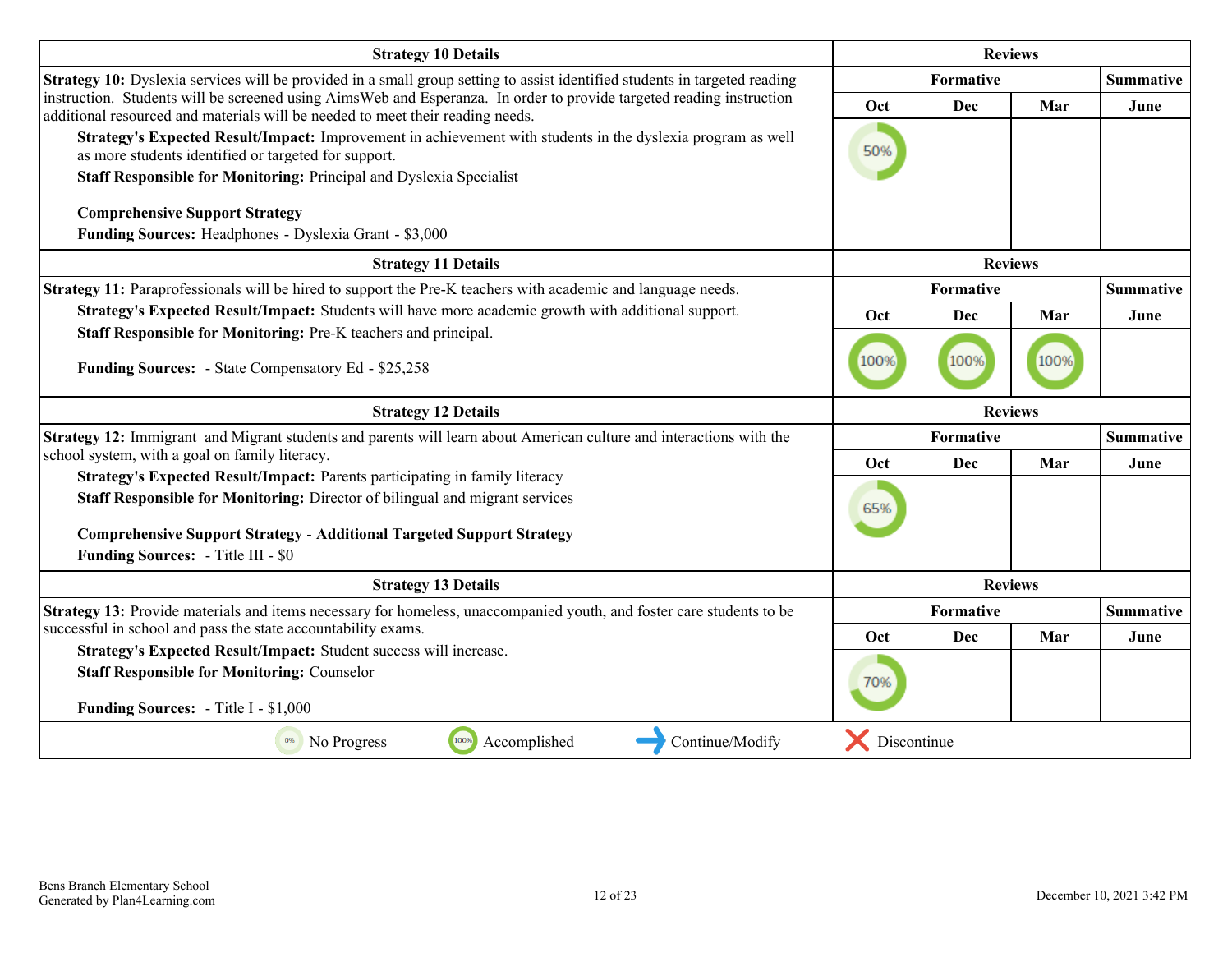| Strategy 10 Details | Reviews | | | |
|---|---|---|---|---|
| **Strategy 10:** Dyslexia services will be provided in a small group setting to assist identified students in targeted reading instruction. Students will be screened using AimsWeb and Esperanza. In order to provide targeted reading instruction additional resourced and materials will be needed to meet their reading needs.<br>**Strategy's Expected Result/Impact:** Improvement in achievement with students in the dyslexia program as well as more students identified or targeted for support.<br>**Staff Responsible for Monitoring:** Principal and Dyslexia Specialist<br><br>**Comprehensive Support Strategy**<br>**Funding Sources:** Headphones - Dyslexia Grant - $3,000 | **Formative** | | | **Summative** |
| | **Oct** | **Dec** | **Mar** | **June** |
| | 50% | | | |

| Strategy 11 Details | Reviews | | | |
|---|---|---|---|---|
| **Strategy 11:** Paraprofessionals will be hired to support the Pre-K teachers with academic and language needs.<br>**Strategy's Expected Result/Impact:** Students will have more academic growth with additional support.<br>**Staff Responsible for Monitoring:** Pre-K teachers and principal.<br><br>**Funding Sources:** - State Compensatory Ed - $25,258 | **Formative** | | | **Summative** |
| | **Oct** | **Dec** | **Mar** | **June** |
| | 100% | 100% | 100% | |

| Strategy 12 Details | Reviews | | | |
|---|---|---|---|---|
| **Strategy 12:** Immigrant and Migrant students and parents will learn about American culture and interactions with the school system, with a goal on family literacy.<br>**Strategy's Expected Result/Impact:** Parents participating in family literacy<br>**Staff Responsible for Monitoring:** Director of bilingual and migrant services<br><br>**Comprehensive Support Strategy - Additional Targeted Support Strategy**<br>**Funding Sources:** - Title III - $0 | **Formative** | | | **Summative** |
| | **Oct** | **Dec** | **Mar** | **June** |
| | 65% | | | |

| Strategy 13 Details | Reviews | | | |
|---|---|---|---|---|
| **Strategy 13:** Provide materials and items necessary for homeless, unaccompanied youth, and foster care students to be successful in school and pass the state accountability exams.<br>**Strategy's Expected Result/Impact:** Student success will increase.<br>**Staff Responsible for Monitoring:** Counselor<br><br>**Funding Sources:** - Title I - $1,000 | **Formative** | | | **Summative** |
| | **Oct** | **Dec** | **Mar** | **June** |
| | 70% | | | |

0% No Progress | 100% Accomplished | → Continue/Modify | X Discontinue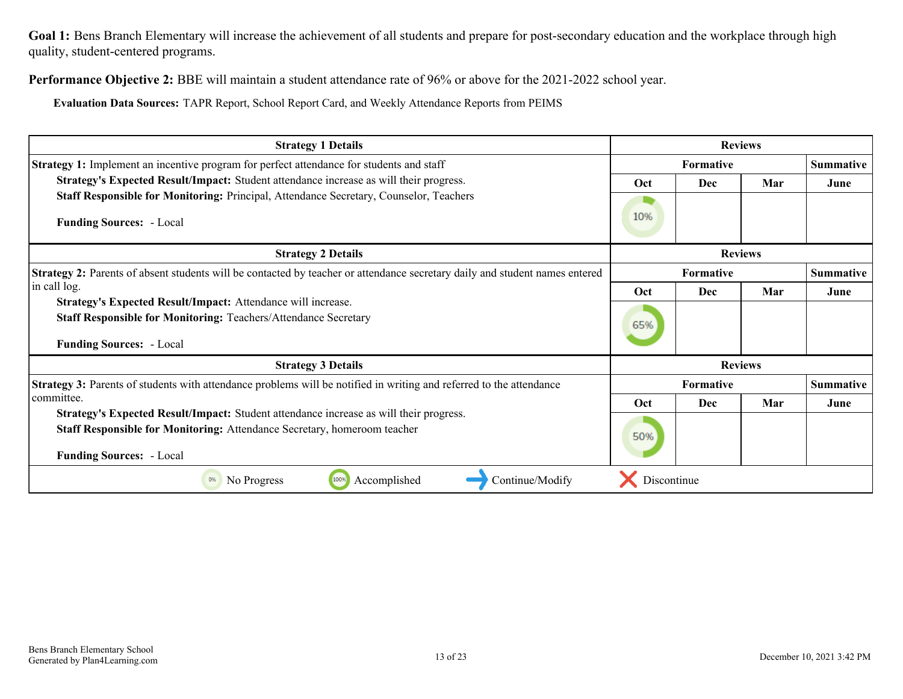**Goal 1:** Bens Branch Elementary will increase the achievement of all students and prepare for post-secondary education and the workplace through high quality, student-centered programs.

**Performance Objective 2:** BBE will maintain a student attendance rate of 96% or above for the 2021-2022 school year.

**Evaluation Data Sources:** TAPR Report, School Report Card, and Weekly Attendance Reports from PEIMS

| Strategy 1 Details | Reviews | | | |
|---|---|---|---|---|
| | Formative | | | Summative |
| | Oct | Dec | Mar | June |
| **Strategy 1:** Implement an incentive program for perfect attendance for students and staff<br>**Strategy's Expected Result/Impact:** Student attendance increase as will their progress.<br>**Staff Responsible for Monitoring:** Principal, Attendance Secretary, Counselor, Teachers<br><br>**Funding Sources:** - Local | 10% | | | |

| Strategy 2 Details | Reviews | | | |
|---|---|---|---|---|
| | Formative | | | Summative |
| | Oct | Dec | Mar | June |
| **Strategy 2:** Parents of absent students will be contacted by teacher or attendance secretary daily and student names entered in call log.<br>**Strategy's Expected Result/Impact:** Attendance will increase.<br>**Staff Responsible for Monitoring:** Teachers/Attendance Secretary<br><br>**Funding Sources:** - Local | 65% | | | |

| Strategy 3 Details | Reviews | | | |
|---|---|---|---|---|
| | Formative | | | Summative |
| | Oct | Dec | Mar | June |
| **Strategy 3:** Parents of students with attendance problems will be notified in writing and referred to the attendance committee.<br>**Strategy's Expected Result/Impact:** Student attendance increase as will their progress.<br>**Staff Responsible for Monitoring:** Attendance Secretary, homeroom teacher<br><br>**Funding Sources:** - Local | 50% | | | |

0% No Progress | 100% Accomplished | Continue/Modify | Discontinue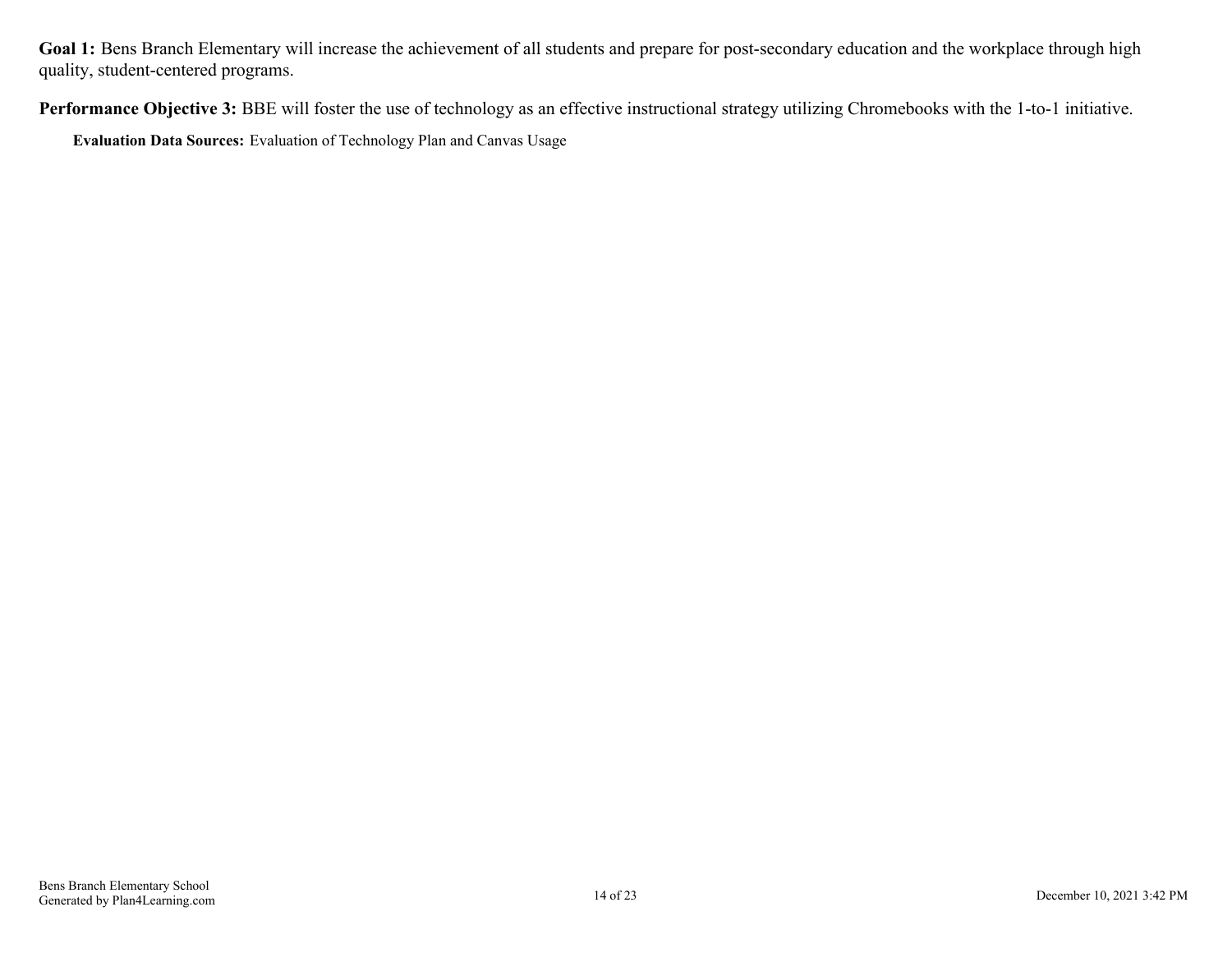**Goal 1:** Bens Branch Elementary will increase the achievement of all students and prepare for post-secondary education and the workplace through high quality, student-centered programs.

**Performance Objective 3:** BBE will foster the use of technology as an effective instructional strategy utilizing Chromebooks with the 1-to-1 initiative.

**Evaluation Data Sources:** Evaluation of Technology Plan and Canvas Usage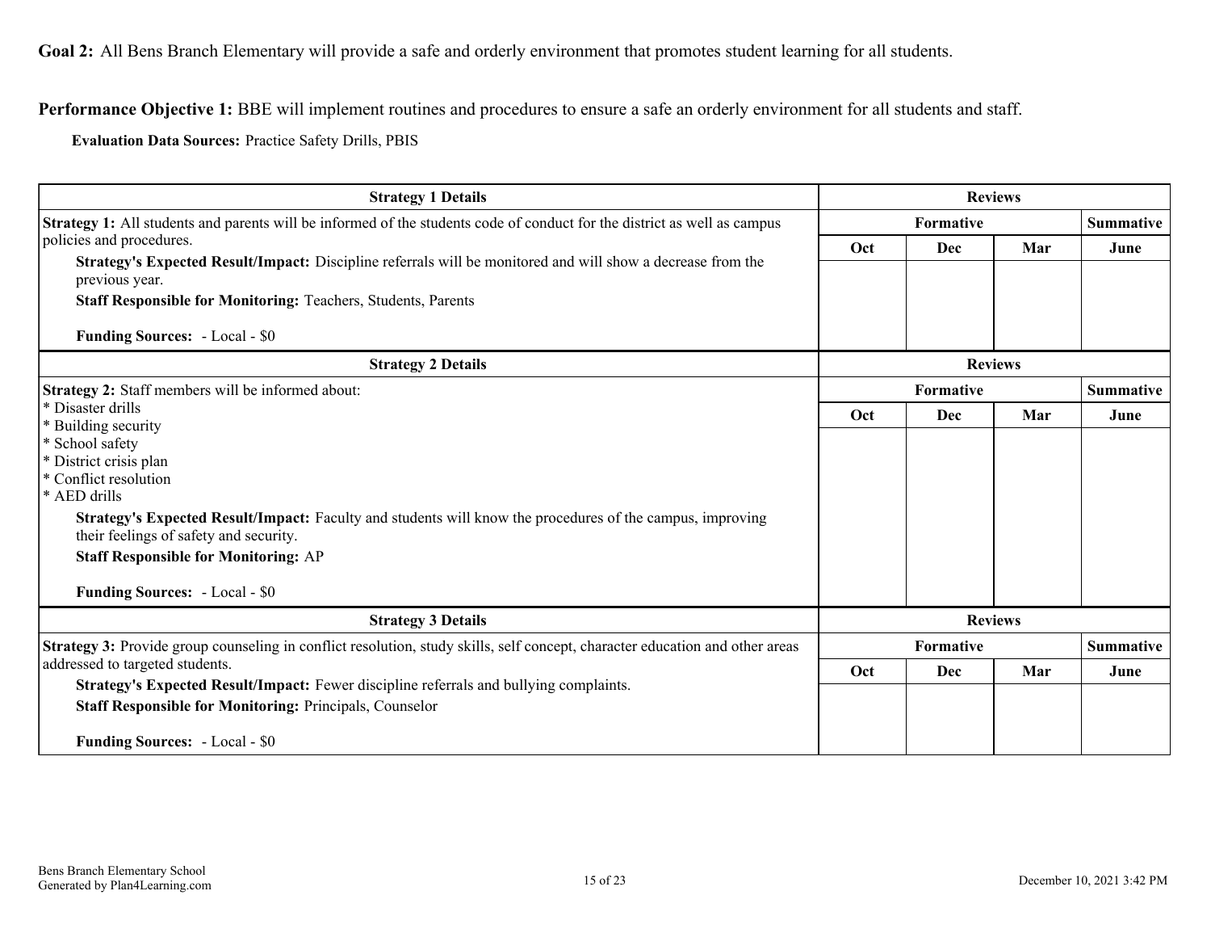**Goal 2:** All Bens Branch Elementary will provide a safe and orderly environment that promotes student learning for all students.

**Performance Objective 1:** BBE will implement routines and procedures to ensure a safe an orderly environment for all students and staff.

**Evaluation Data Sources:** Practice Safety Drills, PBIS

| Strategy 1 Details | Reviews | | | |
|---|---|---|---|---|
| | Formative | | | Summative |
| | Oct | Dec | Mar | June |
| **Strategy 1:** All students and parents will be informed of the students code of conduct for the district as well as campus policies and procedures.<br>**Strategy's Expected Result/Impact:** Discipline referrals will be monitored and will show a decrease from the previous year.<br>**Staff Responsible for Monitoring:** Teachers, Students, Parents<br><br>**Funding Sources:** - Local - $0 | | | | |

| Strategy 2 Details | Reviews | | | |
|---|---|---|---|---|
| | Formative | | | Summative |
| | Oct | Dec | Mar | June |
| **Strategy 2:** Staff members will be informed about:<br>* Disaster drills<br>* Building security<br>* School safety<br>* District crisis plan<br>* Conflict resolution<br>* AED drills<br>**Strategy's Expected Result/Impact:** Faculty and students will know the procedures of the campus, improving their feelings of safety and security.<br>**Staff Responsible for Monitoring:** AP<br><br>**Funding Sources:** - Local - $0 | | | | |

| Strategy 3 Details | Reviews | | | |
|---|---|---|---|---|
| | Formative | | | Summative |
| | Oct | Dec | Mar | June |
| **Strategy 3:** Provide group counseling in conflict resolution, study skills, self concept, character education and other areas addressed to targeted students.<br>**Strategy's Expected Result/Impact:** Fewer discipline referrals and bullying complaints.<br>**Staff Responsible for Monitoring:** Principals, Counselor<br><br>**Funding Sources:** - Local - $0 | | | | |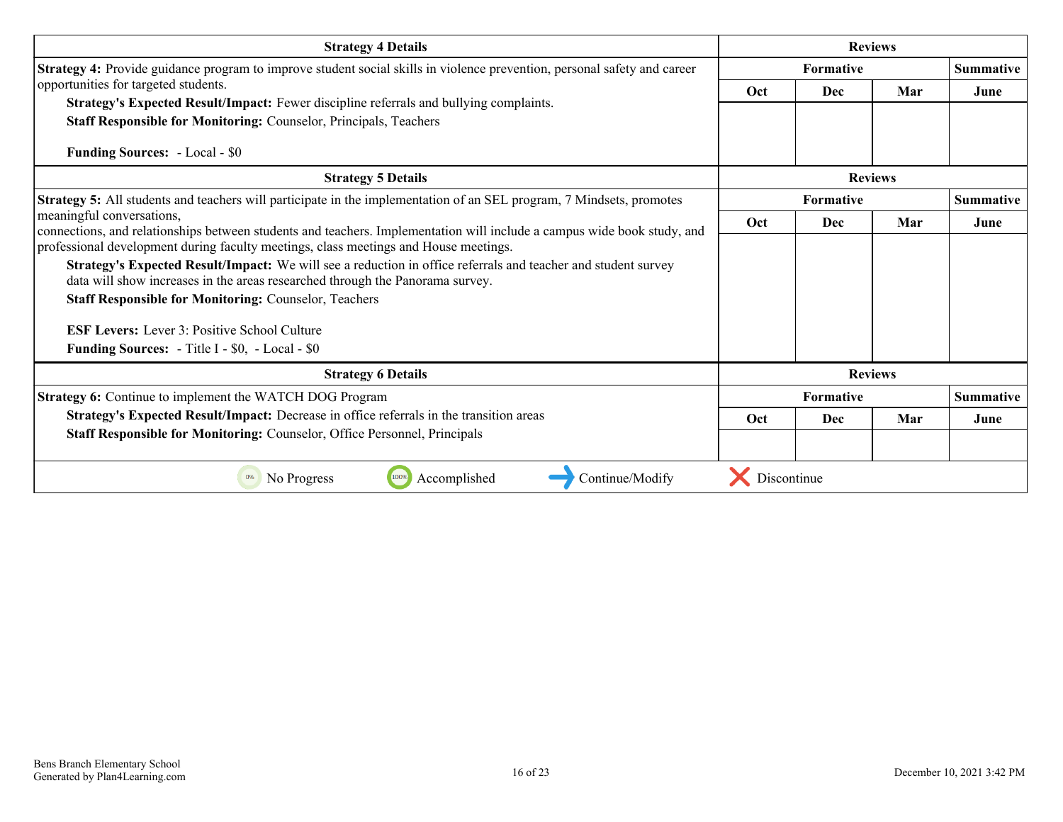| Strategy 4 Details | Reviews | | | |
|---|---|---|---|---|
| **Strategy 4:** Provide guidance program to improve student social skills in violence prevention, personal safety and career opportunities for targeted students.<br>**Strategy's Expected Result/Impact:** Fewer discipline referrals and bullying complaints.<br>**Staff Responsible for Monitoring:** Counselor, Principals, Teachers<br><br>**Funding Sources:** - Local - $0 | **Formative** | | | **Summative** |
| | Oct | Dec | Mar | June |
| | | | | |

| Strategy 5 Details | Reviews | | | |
|---|---|---|---|---|
| **Strategy 5:** All students and teachers will participate in the implementation of an SEL program, 7 Mindsets, promotes meaningful conversations,<br>connections, and relationships between students and teachers. Implementation will include a campus wide book study, and professional development during faculty meetings, class meetings and House meetings.<br>**Strategy's Expected Result/Impact:** We will see a reduction in office referrals and teacher and student survey data will show increases in the areas researched through the Panorama survey.<br>**Staff Responsible for Monitoring:** Counselor, Teachers<br><br>**ESF Levers:** Lever 3: Positive School Culture<br>**Funding Sources:** - Title I - $0, - Local - $0 | **Formative** | | | **Summative** |
| | Oct | Dec | Mar | June |
| | | | | |

| Strategy 6 Details | Reviews | | | |
|---|---|---|---|---|
| **Strategy 6:** Continue to implement the WATCH DOG Program<br>**Strategy's Expected Result/Impact:** Decrease in office referrals in the transition areas<br>**Staff Responsible for Monitoring:** Counselor, Office Personnel, Principals | **Formative** | | | **Summative** |
| | Oct | Dec | Mar | June |
| | | | | |

0% No Progress | 100% Accomplished | → Continue/Modify | ✗ Discontinue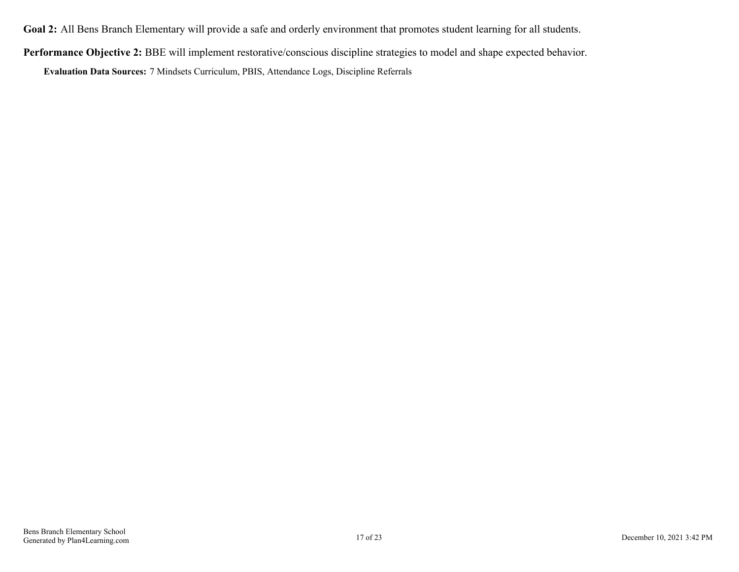**Goal 2:** All Bens Branch Elementary will provide a safe and orderly environment that promotes student learning for all students.

**Performance Objective 2:** BBE will implement restorative/conscious discipline strategies to model and shape expected behavior.

**Evaluation Data Sources:** 7 Mindsets Curriculum, PBIS, Attendance Logs, Discipline Referrals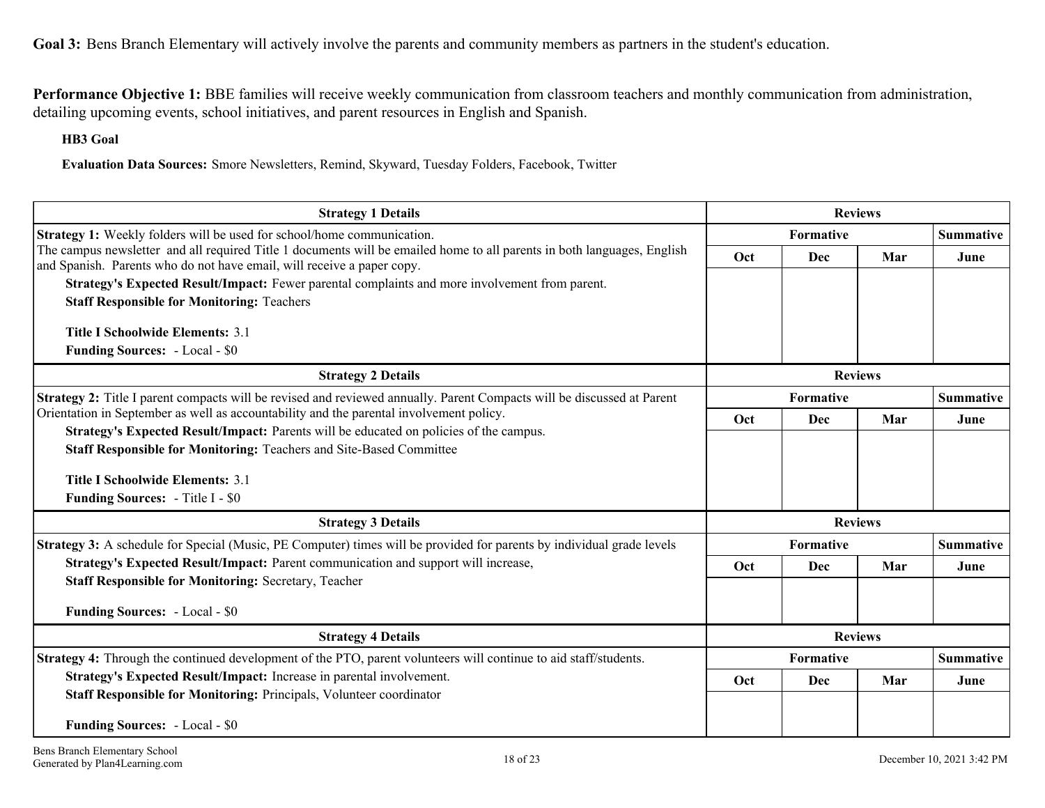**Goal 3:** Bens Branch Elementary will actively involve the parents and community members as partners in the student's education.

**Performance Objective 1:** BBE families will receive weekly communication from classroom teachers and monthly communication from administration, detailing upcoming events, school initiatives, and parent resources in English and Spanish.

**HB3 Goal**

**Evaluation Data Sources:** Smore Newsletters, Remind, Skyward, Tuesday Folders, Facebook, Twitter

| Strategy 1 Details | Reviews | | | |
|---|---|---|---|---|
| **Strategy 1:** Weekly folders will be used for school/home communication.<br>The campus newsletter and all required Title 1 documents will be emailed home to all parents in both languages, English and Spanish. Parents who do not have email, will receive a paper copy.<br>**Strategy's Expected Result/Impact:** Fewer parental complaints and more involvement from parent.<br>**Staff Responsible for Monitoring:** Teachers<br><br>**Title I Schoolwide Elements:** 3.1<br>**Funding Sources:** - Local - $0 | Formative | | | Summative |
| | Oct | Dec | Mar | June |
| | | | | |

| Strategy 2 Details | Reviews | | | |
|---|---|---|---|---|
| **Strategy 2:** Title I parent compacts will be revised and reviewed annually. Parent Compacts will be discussed at Parent Orientation in September as well as accountability and the parental involvement policy.<br>**Strategy's Expected Result/Impact:** Parents will be educated on policies of the campus.<br>**Staff Responsible for Monitoring:** Teachers and Site-Based Committee<br><br>**Title I Schoolwide Elements:** 3.1<br>**Funding Sources:** - Title I - $0 | Formative | | | Summative |
| | Oct | Dec | Mar | June |
| | | | | |

| Strategy 3 Details | Reviews | | | |
|---|---|---|---|---|
| **Strategy 3:** A schedule for Special (Music, PE Computer) times will be provided for parents by individual grade levels<br>**Strategy's Expected Result/Impact:** Parent communication and support will increase,<br>**Staff Responsible for Monitoring:** Secretary, Teacher<br><br>**Funding Sources:** - Local - $0 | Formative | | | Summative |
| | Oct | Dec | Mar | June |
| | | | | |

| Strategy 4 Details | Reviews | | | |
|---|---|---|---|---|
| **Strategy 4:** Through the continued development of the PTO, parent volunteers will continue to aid staff/students.<br>**Strategy's Expected Result/Impact:** Increase in parental involvement.<br>**Staff Responsible for Monitoring:** Principals, Volunteer coordinator<br><br>**Funding Sources:** - Local - $0 | Formative | | | Summative |
| | Oct | Dec | Mar | June |
| | | | | |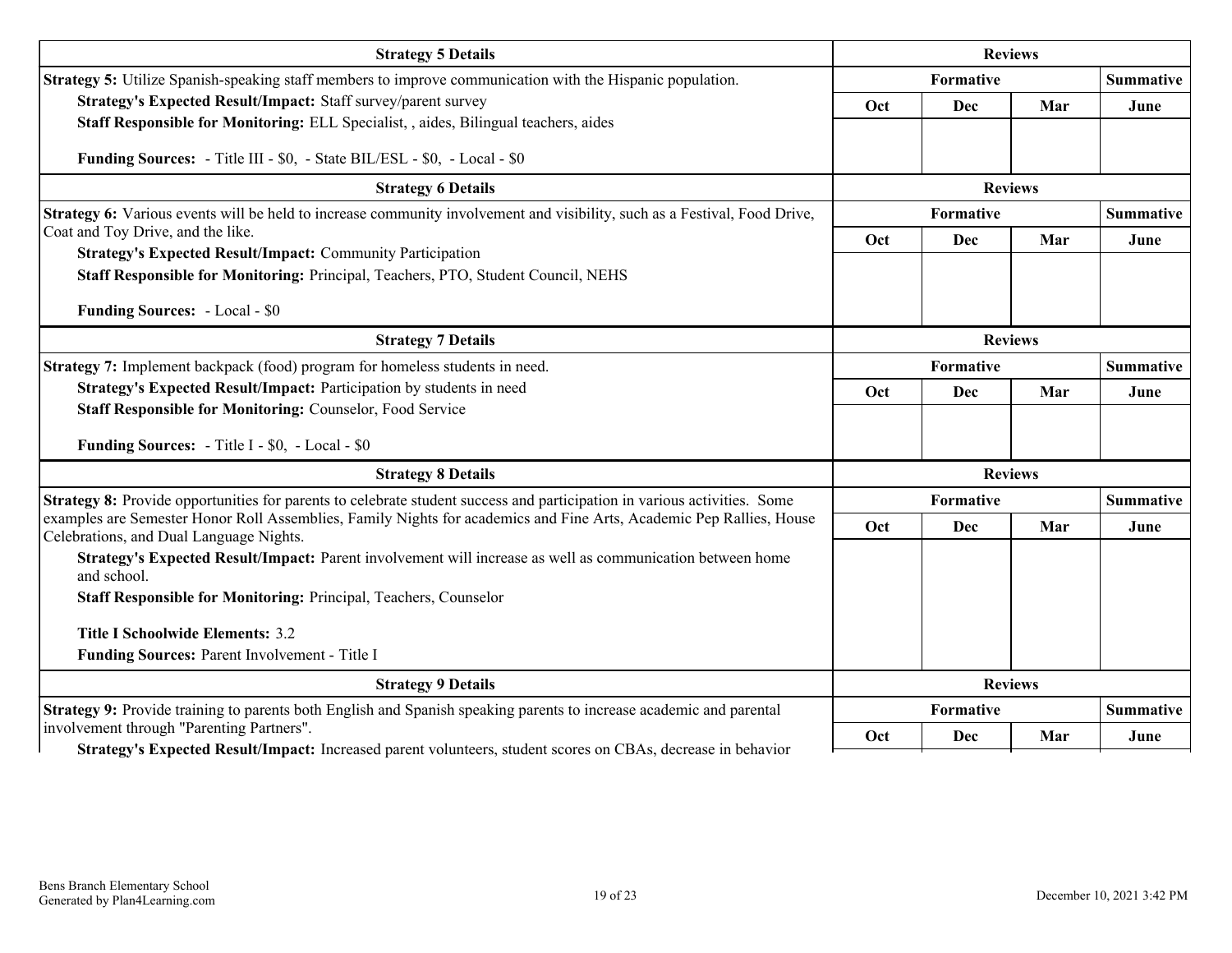| Strategy 5 Details | Reviews | | | |
|---|---|---|---|---|
| **Strategy 5:** Utilize Spanish-speaking staff members to improve communication with the Hispanic population.<br>**Strategy's Expected Result/Impact:** Staff survey/parent survey<br>**Staff Responsible for Monitoring:** ELL Specialist, , aides, Bilingual teachers, aides<br><br>**Funding Sources:** - Title III - $0, - State BIL/ESL - $0, - Local - $0 | Formative | | | Summative |
| | Oct | Dec | Mar | June |
| | | | | |

| Strategy 6 Details | Reviews | | | |
|---|---|---|---|---|
| **Strategy 6:** Various events will be held to increase community involvement and visibility, such as a Festival, Food Drive, Coat and Toy Drive, and the like.<br>**Strategy's Expected Result/Impact:** Community Participation<br>**Staff Responsible for Monitoring:** Principal, Teachers, PTO, Student Council, NEHS<br><br>**Funding Sources:** - Local - $0 | Formative | | | Summative |
| | Oct | Dec | Mar | June |
| | | | | |

| Strategy 7 Details | Reviews | | | |
|---|---|---|---|---|
| **Strategy 7:** Implement backpack (food) program for homeless students in need.<br>**Strategy's Expected Result/Impact:** Participation by students in need<br>**Staff Responsible for Monitoring:** Counselor, Food Service<br><br>**Funding Sources:** - Title I - $0, - Local - $0 | Formative | | | Summative |
| | Oct | Dec | Mar | June |
| | | | | |

| Strategy 8 Details | Reviews | | | |
|---|---|---|---|---|
| **Strategy 8:** Provide opportunities for parents to celebrate student success and participation in various activities. Some examples are Semester Honor Roll Assemblies, Family Nights for academics and Fine Arts, Academic Pep Rallies, House Celebrations, and Dual Language Nights.<br>**Strategy's Expected Result/Impact:** Parent involvement will increase as well as communication between home and school.<br>**Staff Responsible for Monitoring:** Principal, Teachers, Counselor<br><br>**Title I Schoolwide Elements:** 3.2<br>**Funding Sources:** Parent Involvement - Title I | Formative | | | Summative |
| | Oct | Dec | Mar | June |
| | | | | |

| Strategy 9 Details | Reviews | | | |
|---|---|---|---|---|
| **Strategy 9:** Provide training to parents both English and Spanish speaking parents to increase academic and parental involvement through "Parenting Partners".<br>**Strategy's Expected Result/Impact:** Increased parent volunteers, student scores on CBAs, decrease in behavior | Formative | | | Summative |
| | Oct | Dec | Mar | June |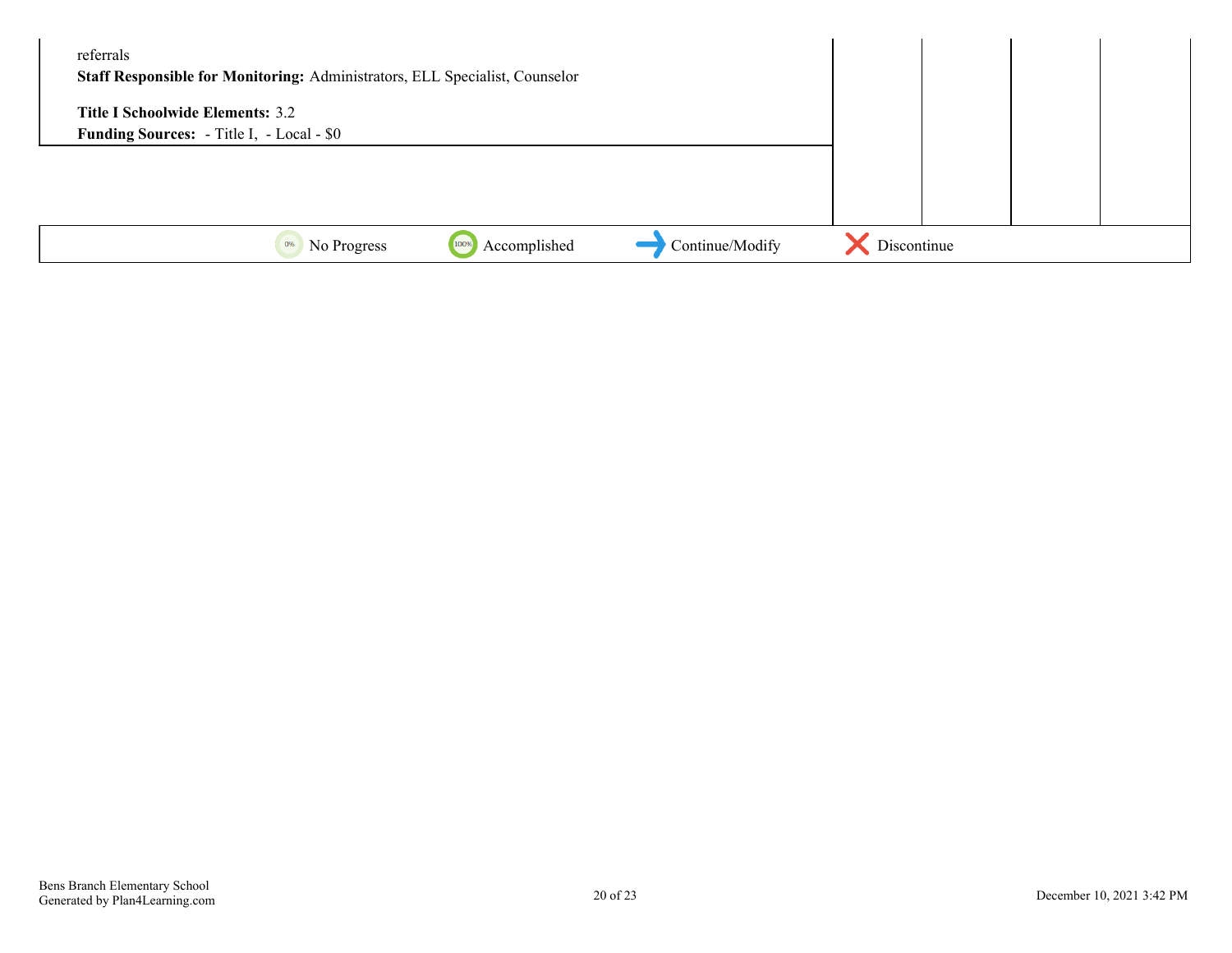| | | | | |
|---|---|---|---|---|
| referrals<br>**Staff Responsible for Monitoring:** Administrators, ELL Specialist, Counselor<br><br>**Title I Schoolwide Elements:** 3.2<br>**Funding Sources:** - Title I, - Local - $0 | | | | |
| | | | | |

0% No Progress | 100% Accomplished | Continue/Modify | Discontinue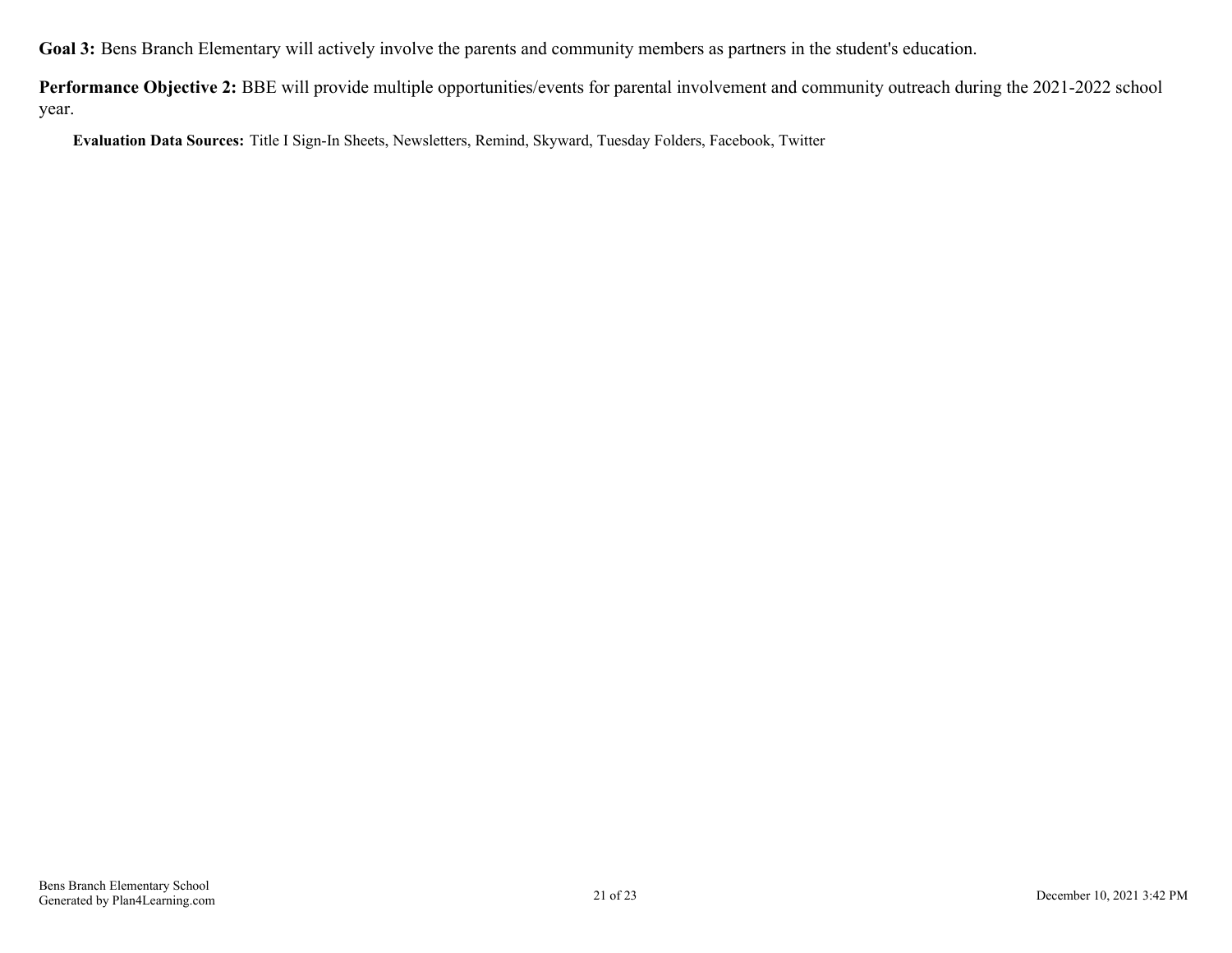**Goal 3:** Bens Branch Elementary will actively involve the parents and community members as partners in the student's education.

**Performance Objective 2:** BBE will provide multiple opportunities/events for parental involvement and community outreach during the 2021-2022 school year.

**Evaluation Data Sources:** Title I Sign-In Sheets, Newsletters, Remind, Skyward, Tuesday Folders, Facebook, Twitter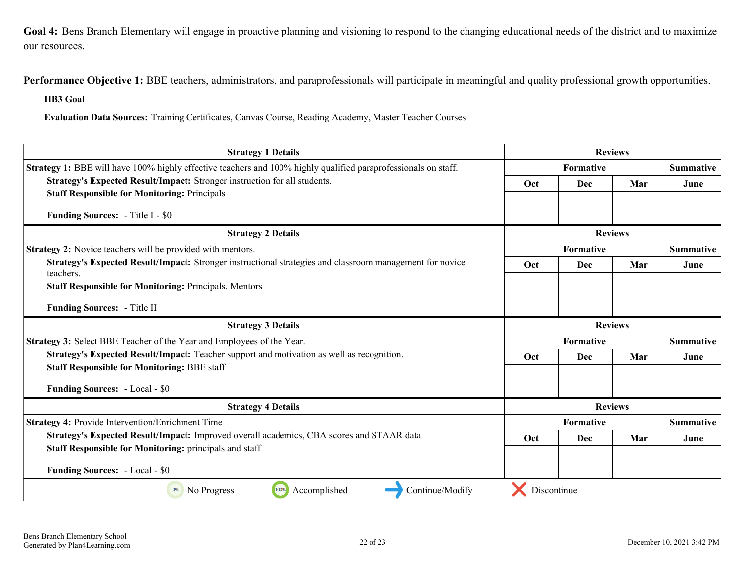**Goal 4:** Bens Branch Elementary will engage in proactive planning and visioning to respond to the changing educational needs of the district and to maximize our resources.

**Performance Objective 1:** BBE teachers, administrators, and paraprofessionals will participate in meaningful and quality professional growth opportunities.

**HB3 Goal**

**Evaluation Data Sources:** Training Certificates, Canvas Course, Reading Academy, Master Teacher Courses

| Strategy 1 Details | Reviews | | | |
|---|---|---|---|---|
| **Strategy 1:** BBE will have 100% highly effective teachers and 100% highly qualified paraprofessionals on staff.<br>**Strategy's Expected Result/Impact:** Stronger instruction for all students.<br>**Staff Responsible for Monitoring:** Principals<br><br>**Funding Sources:** - Title I - $0 | Formative | | | Summative |
| | Oct | Dec | Mar | June |
| | | | | |

| Strategy 2 Details | Reviews | | | |
|---|---|---|---|---|
| **Strategy 2:** Novice teachers will be provided with mentors.<br>**Strategy's Expected Result/Impact:** Stronger instructional strategies and classroom management for novice teachers.<br>**Staff Responsible for Monitoring:** Principals, Mentors<br><br>**Funding Sources:** - Title II | Formative | | | Summative |
| | Oct | Dec | Mar | June |
| | | | | |

| Strategy 3 Details | Reviews | | | |
|---|---|---|---|---|
| **Strategy 3:** Select BBE Teacher of the Year and Employees of the Year.<br>**Strategy's Expected Result/Impact:** Teacher support and motivation as well as recognition.<br>**Staff Responsible for Monitoring:** BBE staff<br><br>**Funding Sources:** - Local - $0 | Formative | | | Summative |
| | Oct | Dec | Mar | June |
| | | | | |

| Strategy 4 Details | Reviews | | | |
|---|---|---|---|---|
| **Strategy 4:** Provide Intervention/Enrichment Time<br>**Strategy's Expected Result/Impact:** Improved overall academics, CBA scores and STAAR data<br>**Staff Responsible for Monitoring:** principals and staff<br><br>**Funding Sources:** - Local - $0 | Formative | | | Summative |
| | Oct | Dec | Mar | June |
| | | | | |

0% No Progress | 100% Accomplished | → Continue/Modify | ✗ Discontinue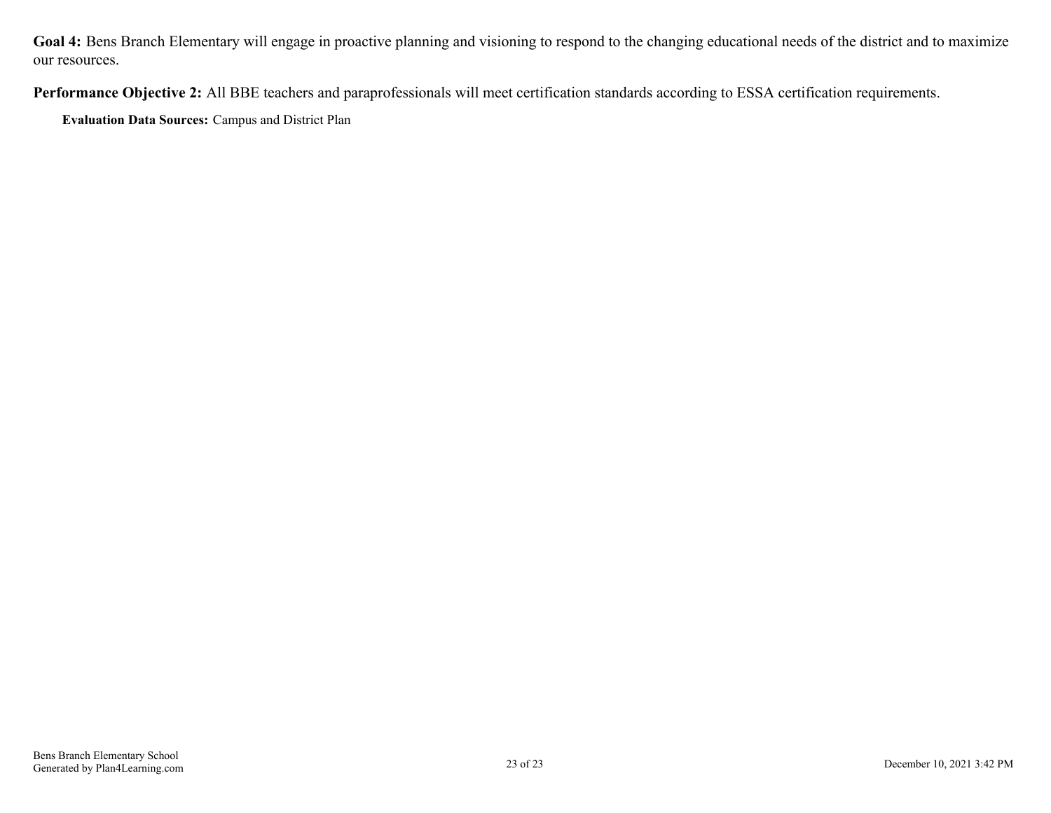**Goal 4:** Bens Branch Elementary will engage in proactive planning and visioning to respond to the changing educational needs of the district and to maximize our resources.

**Performance Objective 2:** All BBE teachers and paraprofessionals will meet certification standards according to ESSA certification requirements.

**Evaluation Data Sources:** Campus and District Plan